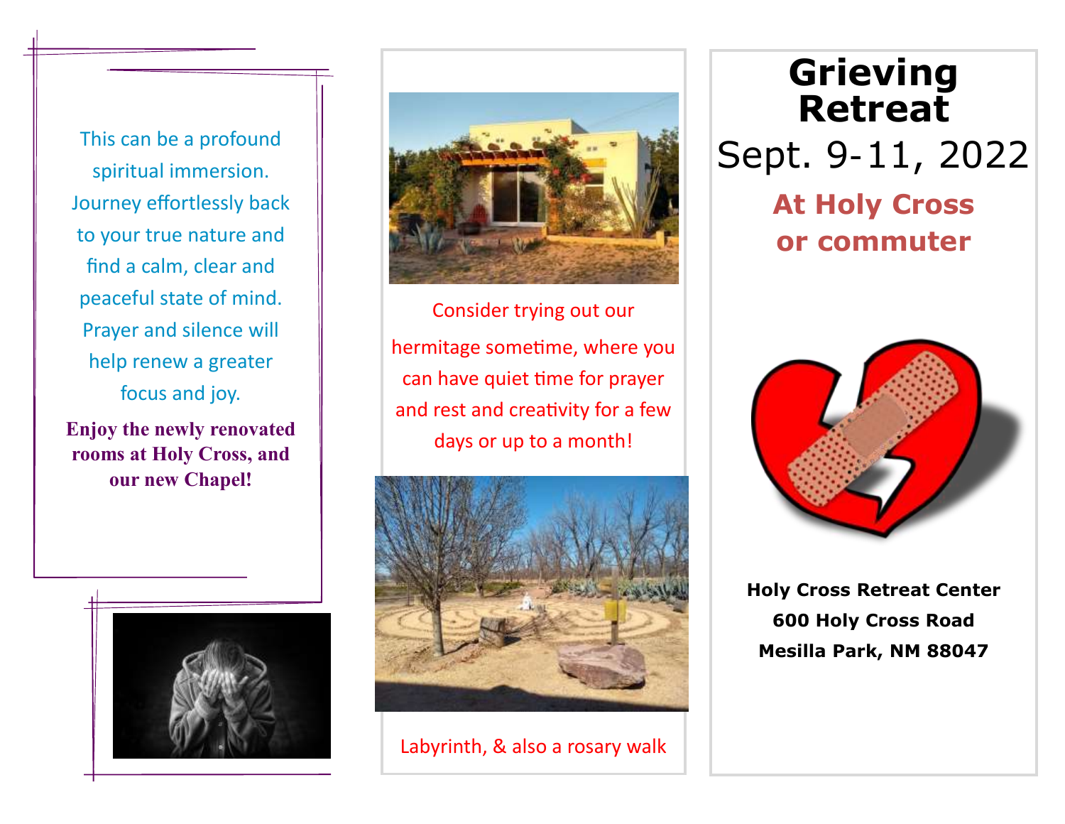This can be a profound spiritual immersion. Journey effortlessly back to your true nature and find a calm, clear and peaceful state of mind. Prayer and silence will help renew a greater focus and joy.

**Enjoy the newly renovated rooms at Holy Cross, and our new Chapel!**

Consider trying out our hermitage sometime, where you can have quiet time for prayer and rest and creativity for a few days or up to a month!

Labyrinth, & also a rosary walk

# Grieving Retreat

## Sept. 9-11, 2022

**At Holy Cross or commuter**

**Holy Cross Retreat Center**
**600 Holy Cross Road**
**Mesilla Park, NM 88047**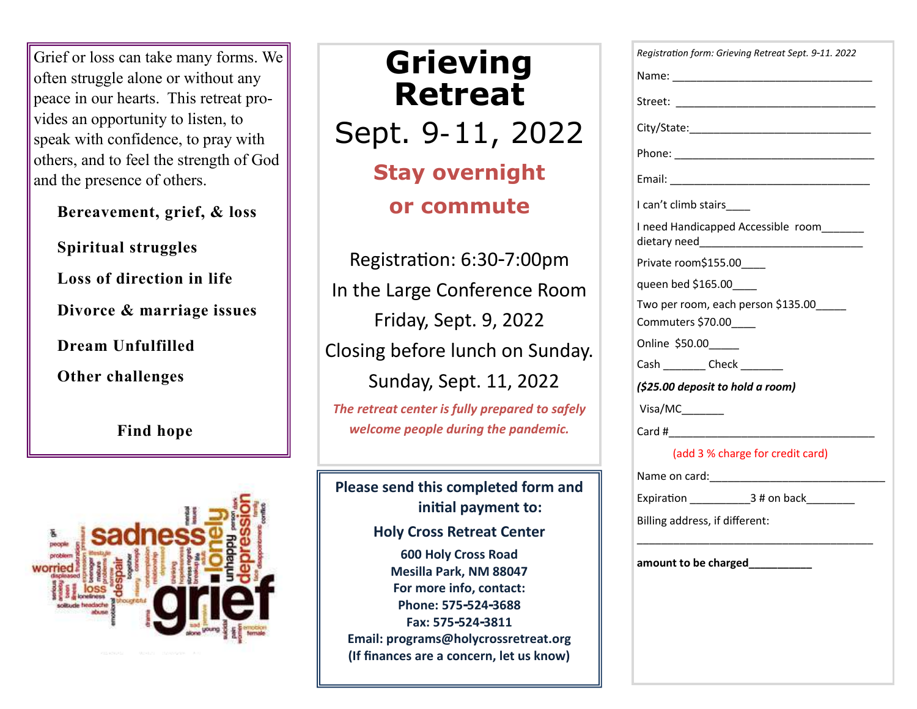Grief or loss can take many forms. We often struggle alone or without any peace in our hearts. This retreat provides an opportunity to listen, to speak with confidence, to pray with others, and to feel the strength of God and the presence of others.

**Bereavement, grief, & loss**

**Spiritual struggles**

**Loss of direction in life**

**Divorce & marriage issues**

**Dream Unfulfilled**

**Other challenges**

**Find hope**

# Grieving Retreat

## Sept. 9-11, 2022

**Stay overnight or commute**

Registration: 6:30-7:00pm

In the Large Conference Room

Friday, Sept. 9, 2022

Closing before lunch on Sunday.

Sunday, Sept. 11, 2022

***The retreat center is fully prepared to safely welcome people during the pandemic.***

**Please send this completed form and initial payment to:**

**Holy Cross Retreat Center**

**600 Holy Cross Road**
**Mesilla Park, NM 88047**
**For more info, contact:**
**Phone: 575-524-3688**
**Fax: 575-524-3811**
**Email: programs@holycrossretreat.org**
**(If finances are a concern, let us know)**

*Registration form: Grieving Retreat Sept. 9-11. 2022*

Name: ________________________________

Street: ________________________________

City/State:_____________________________

Phone: ________________________________

Email: ________________________________

I can't climb stairs____

I need Handicapped Accessible room_______
dietary need___________________________

Private room$155.00____

queen bed $165.00____

Two per room, each person $135.00_____

Commuters $70.00____

Online $50.00_____

Cash _______ Check _______

***($25.00 deposit to hold a room)***

Visa/MC_______

Card #__________________________________

(add 3 % charge for credit card)

Name on card:____________________________

Expiration __________3 # on back________

Billing address, if different:

________________________________________

**amount to be charged__________**